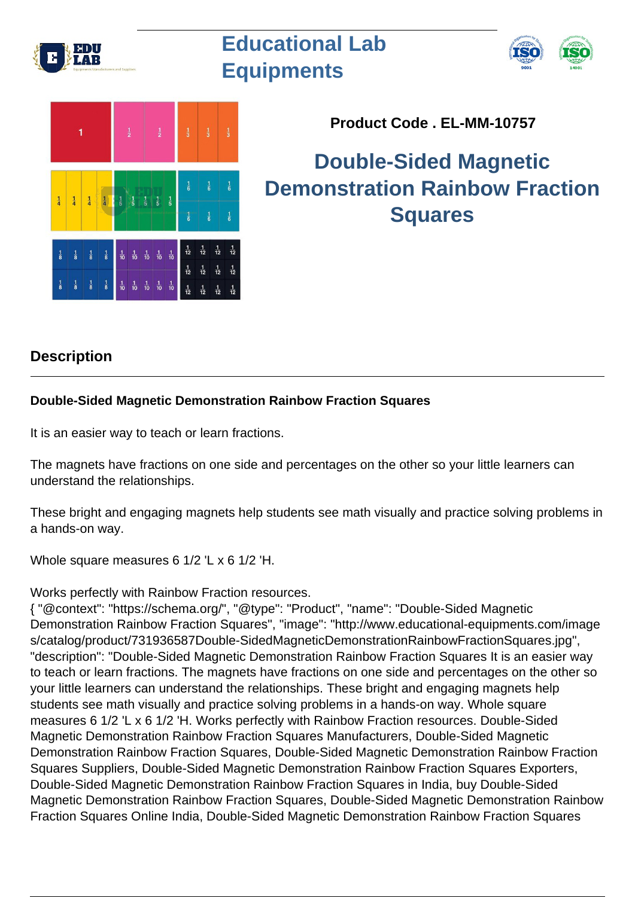# Educational Lab Equipments

**Product Code . EL-MM-10757**

## Double-Sided Magnetic Demonstration Rainbow Fraction Squares

## Description

**Double-Sided Magnetic Demonstration Rainbow Fraction Squares**

It is an easier way to teach or learn fractions.

The magnets have fractions on one side and percentages on the other so your little learners can understand the relationships.

These bright and engaging magnets help students see math visually and practice solving problems in a hands-on way.

Whole square measures 6 1/2 'L x 6 1/2 'H.

Works perfectly with Rainbow Fraction resources.
{ "@context": "https://schema.org/", "@type": "Product", "name": "Double-Sided Magnetic Demonstration Rainbow Fraction Squares", "image": "http://www.educational-equipments.com/images/catalog/product/731936587Double-SidedMagneticDemonstrationRainbowFractionSquares.jpg", "description": "Double-Sided Magnetic Demonstration Rainbow Fraction Squares It is an easier way to teach or learn fractions. The magnets have fractions on one side and percentages on the other so your little learners can understand the relationships. These bright and engaging magnets help students see math visually and practice solving problems in a hands-on way. Whole square measures 6 1/2 'L x 6 1/2 'H. Works perfectly with Rainbow Fraction resources. Double-Sided Magnetic Demonstration Rainbow Fraction Squares Manufacturers, Double-Sided Magnetic Demonstration Rainbow Fraction Squares, Double-Sided Magnetic Demonstration Rainbow Fraction Squares Suppliers, Double-Sided Magnetic Demonstration Rainbow Fraction Squares Exporters, Double-Sided Magnetic Demonstration Rainbow Fraction Squares in India, buy Double-Sided Magnetic Demonstration Rainbow Fraction Squares, Double-Sided Magnetic Demonstration Rainbow Fraction Squares Online India, Double-Sided Magnetic Demonstration Rainbow Fraction Squares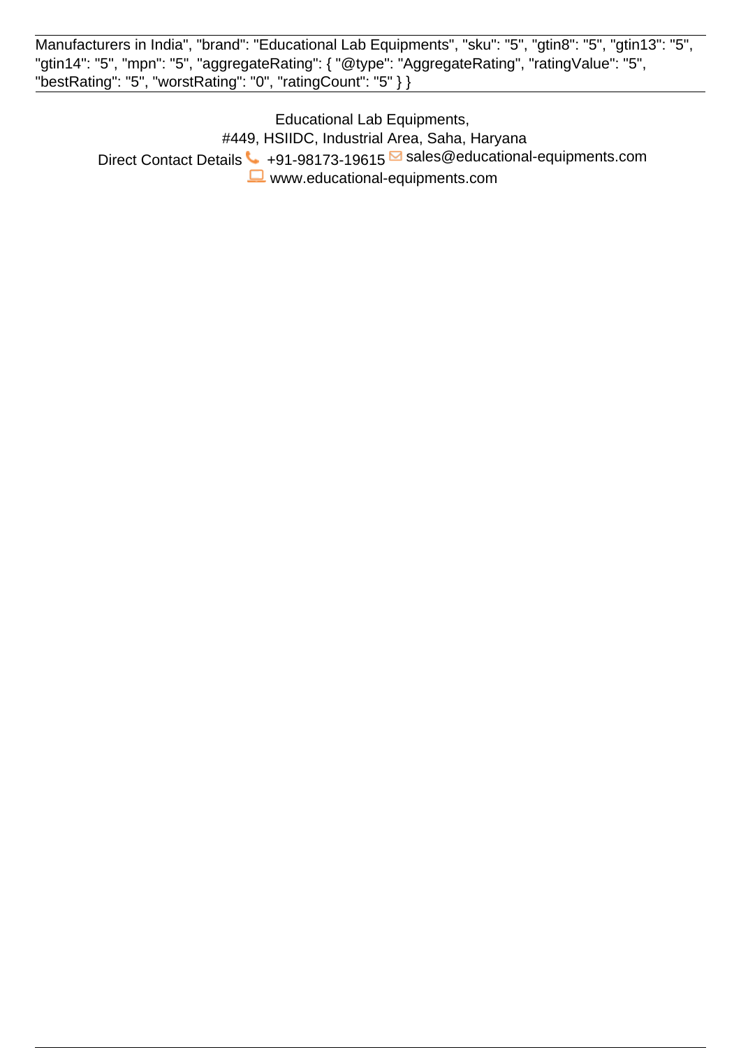Manufacturers in India", "brand": "Educational Lab Equipments", "sku": "5", "gtin8": "5", "gtin13": "5", "gtin14": "5", "mpn": "5", "aggregateRating": { "@type": "AggregateRating", "ratingValue": "5", "bestRating": "5", "worstRating": "0", "ratingCount": "5" } }

Educational Lab Equipments,
#449, HSIIDC, Industrial Area, Saha, Haryana
Direct Contact Details +91-98173-19615 sales@educational-equipments.com
www.educational-equipments.com